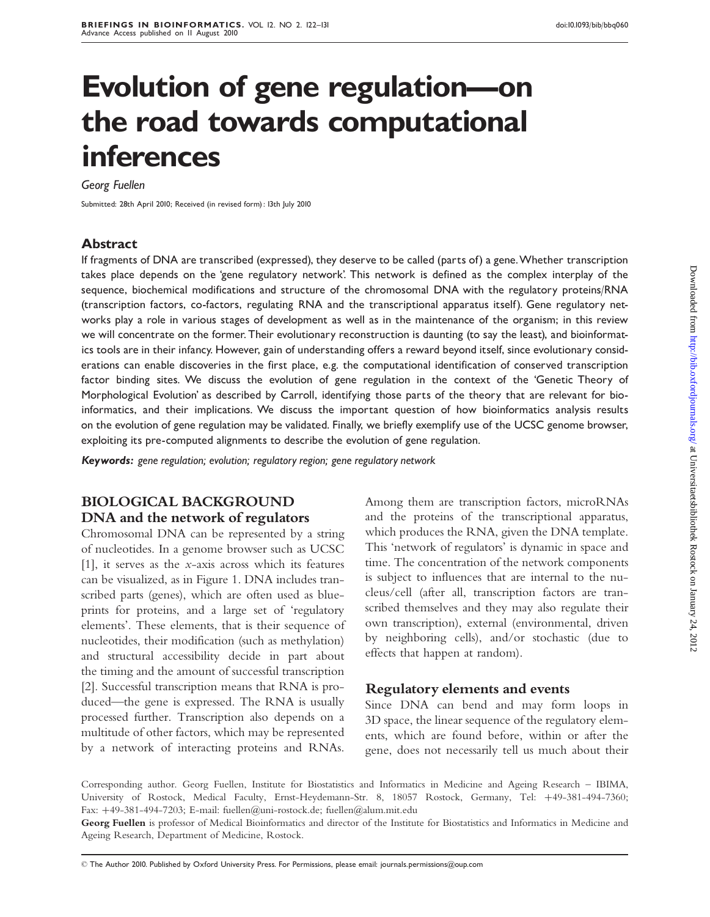# Evolution of gene regulation—on the road towards computational inferences

*Georg Fuellen*

Submitted: 28th April 2010; Received (in revised form): 13th July 2010

## Abstract

If fragments of DNA are transcribed (expressed), they deserve to be called (parts of) a gene. Whether transcription takes place depends on the 'gene regulatory network'. This network is defined as the complex interplay of the sequence, biochemical modifications and structure of the chromosomal DNA with the regulatory proteins/RNA (transcription factors, co-factors, regulating RNA and the transcriptional apparatus itself). Gene regulatory networks play a role in various stages of development as well as in the maintenance of the organism; in this review we will concentrate on the former. Their evolutionary reconstruction is daunting (to say the least), and bioinformatics tools are in their infancy. However, gain of understanding offers a reward beyond itself, since evolutionary considerations can enable discoveries in the first place, e.g. the computational identification of conserved transcription factor binding sites. We discuss the evolution of gene regulation in the context of the 'Genetic Theory of Morphological Evolution' as described by Carroll, identifying those parts of the theory that are relevant for bioinformatics, and their implications. We discuss the important question of how bioinformatics analysis results on the evolution of gene regulation may be validated. Finally, we briefly exemplify use of the UCSC genome browser, exploiting its pre-computed alignments to describe the evolution of gene regulation.

***Keywords:*** *gene regulation; evolution; regulatory region; gene regulatory network*

## BIOLOGICAL BACKGROUND

### DNA and the network of regulators

Chromosomal DNA can be represented by a string of nucleotides. In a genome browser such as UCSC [1], it serves as the *x*-axis across which its features can be visualized, as in Figure 1. DNA includes transcribed parts (genes), which are often used as blueprints for proteins, and a large set of 'regulatory elements'. These elements, that is their sequence of nucleotides, their modification (such as methylation) and structural accessibility decide in part about the timing and the amount of successful transcription [2]. Successful transcription means that RNA is produced—the gene is expressed. The RNA is usually processed further. Transcription also depends on a multitude of other factors, which may be represented by a network of interacting proteins and RNAs. Among them are transcription factors, microRNAs and the proteins of the transcriptional apparatus, which produces the RNA, given the DNA template. This 'network of regulators' is dynamic in space and time. The concentration of the network components is subject to influences that are internal to the nucleus/cell (after all, transcription factors are transcribed themselves and they may also regulate their own transcription), external (environmental, driven by neighboring cells), and/or stochastic (due to effects that happen at random).

### Regulatory elements and events

Since DNA can bend and may form loops in 3D space, the linear sequence of the regulatory elements, which are found before, within or after the gene, does not necessarily tell us much about their

Corresponding author. Georg Fuellen, Institute for Biostatistics and Informatics in Medicine and Ageing Research – IBIMA, University of Rostock, Medical Faculty, Ernst-Heydemann-Str. 8, 18057 Rostock, Germany, Tel: +49-381-494-7360; Fax: +49-381-494-7203; E-mail: fuellen@uni-rostock.de; fuellen@alum.mit.edu

**Georg Fuellen** is professor of Medical Bioinformatics and director of the Institute for Biostatistics and Informatics in Medicine and Ageing Research, Department of Medicine, Rostock.

© The Author 2010. Published by Oxford University Press. For Permissions, please email: journals.permissions@oup.com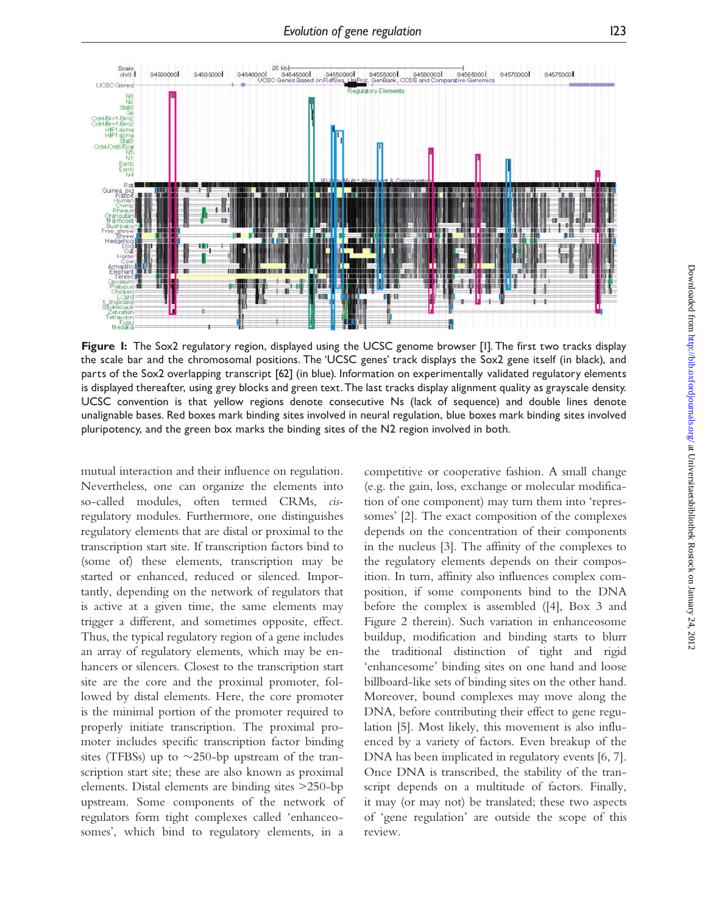**Figure 1:** The Sox2 regulatory region, displayed using the UCSC genome browser [1]. The first two tracks display the scale bar and the chromosomal positions. The 'UCSC genes' track displays the Sox2 gene itself (in black), and parts of the Sox2 overlapping transcript [62] (in blue). Information on experimentally validated regulatory elements is displayed thereafter, using grey blocks and green text. The last tracks display alignment quality as grayscale density. UCSC convention is that yellow regions denote consecutive Ns (lack of sequence) and double lines denote unalignable bases. Red boxes mark binding sites involved in neural regulation, blue boxes mark binding sites involved pluripotency, and the green box marks the binding sites of the N2 region involved in both.

mutual interaction and their influence on regulation. Nevertheless, one can organize the elements into so-called modules, often termed CRMs, *cis*-regulatory modules. Furthermore, one distinguishes regulatory elements that are distal or proximal to the transcription start site. If transcription factors bind to (some of) these elements, transcription may be started or enhanced, reduced or silenced. Importantly, depending on the network of regulators that is active at a given time, the same elements may trigger a different, and sometimes opposite, effect. Thus, the typical regulatory region of a gene includes an array of regulatory elements, which may be enhancers or silencers. Closest to the transcription start site are the core and the proximal promoter, followed by distal elements. Here, the core promoter is the minimal portion of the promoter required to properly initiate transcription. The proximal promoter includes specific transcription factor binding sites (TFBSs) up to ~250-bp upstream of the transcription start site; these are also known as proximal elements. Distal elements are binding sites >250-bp upstream. Some components of the network of regulators form tight complexes called 'enhanceosomes', which bind to regulatory elements, in a competitive or cooperative fashion. A small change (e.g. the gain, loss, exchange or molecular modification of one component) may turn them into 'repressomes' [2]. The exact composition of the complexes depends on the concentration of their components in the nucleus [3]. The affinity of the complexes to the regulatory elements depends on their composition. In turn, affinity also influences complex composition, if some components bind to the DNA before the complex is assembled ([4], Box 3 and Figure 2 therein). Such variation in enhanceosome buildup, modification and binding starts to blur the traditional distinction of tight and rigid 'enhancesome' binding sites on one hand and loose billboard-like sets of binding sites on the other hand. Moreover, bound complexes may move along the DNA, before contributing their effect to gene regulation [5]. Most likely, this movement is also influenced by a variety of factors. Even breakup of the DNA has been implicated in regulatory events [6, 7]. Once DNA is transcribed, the stability of the transcript depends on a multitude of factors. Finally, it may (or may not) be translated; these two aspects of 'gene regulation' are outside the scope of this review.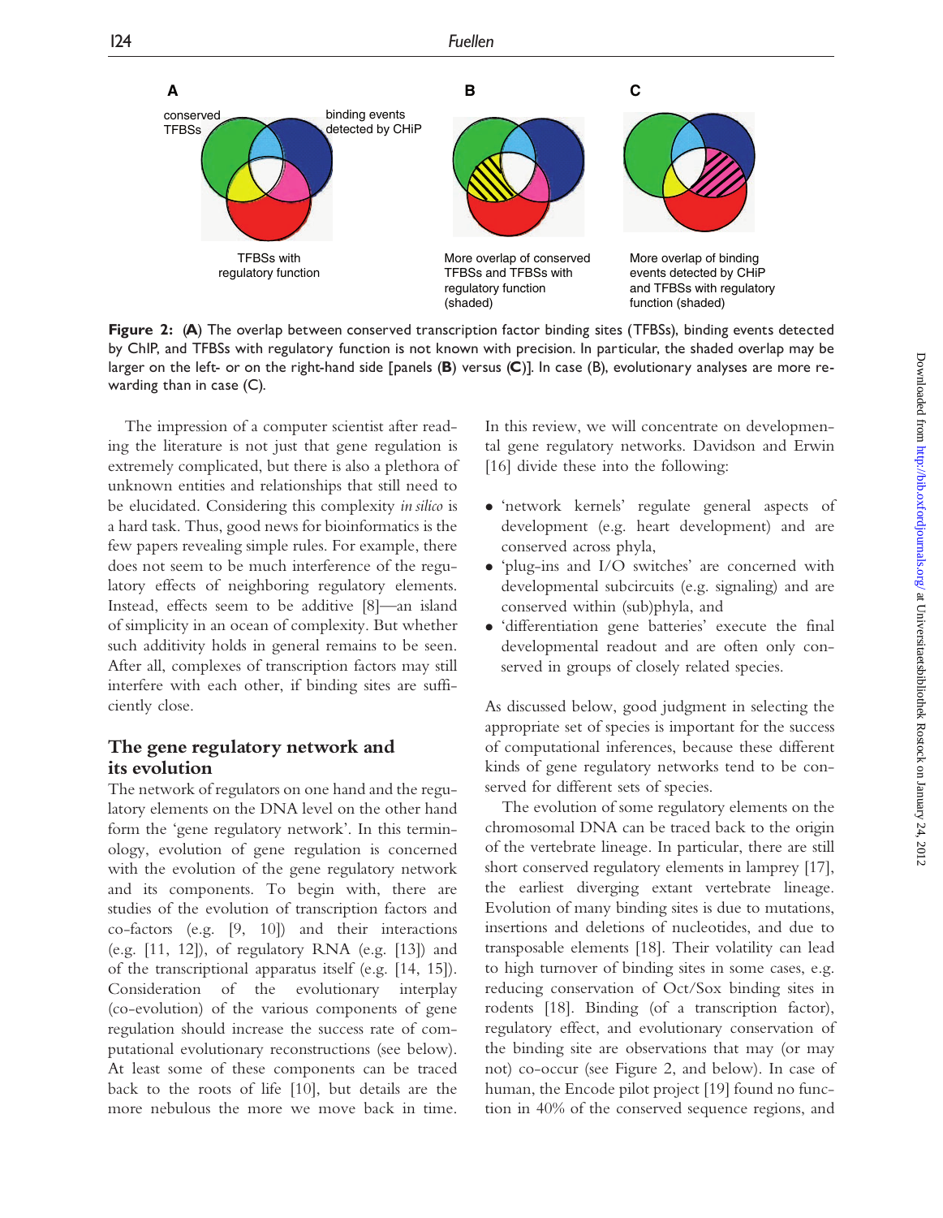A

conserved TFBSs

binding events detected by CHiP

TFBSs with regulatory function

B

More overlap of conserved TFBSs and TFBSs with regulatory function (shaded)

C

More overlap of binding events detected by CHiP and TFBSs with regulatory function (shaded)

**Figure 2:** (**A**) The overlap between conserved transcription factor binding sites (TFBSs), binding events detected by ChIP, and TFBSs with regulatory function is not known with precision. In particular, the shaded overlap may be larger on the left- or on the right-hand side [panels (**B**) versus (**C**)]. In case (B), evolutionary analyses are more rewarding than in case (C).

The impression of a computer scientist after reading the literature is not just that gene regulation is extremely complicated, but there is also a plethora of unknown entities and relationships that still need to be elucidated. Considering this complexity *in silico* is a hard task. Thus, good news for bioinformatics is the few papers revealing simple rules. For example, there does not seem to be much interference of the regulatory effects of neighboring regulatory elements. Instead, effects seem to be additive [8]—an island of simplicity in an ocean of complexity. But whether such additivity holds in general remains to be seen. After all, complexes of transcription factors may still interfere with each other, if binding sites are sufficiently close.

## The gene regulatory network and its evolution

The network of regulators on one hand and the regulatory elements on the DNA level on the other hand form the 'gene regulatory network'. In this terminology, evolution of gene regulation is concerned with the evolution of the gene regulatory network and its components. To begin with, there are studies of the evolution of transcription factors and co-factors (e.g. [9, 10]) and their interactions (e.g. [11, 12]), of regulatory RNA (e.g. [13]) and of the transcriptional apparatus itself (e.g. [14, 15]). Consideration of the evolutionary interplay (co-evolution) of the various components of gene regulation should increase the success rate of computational evolutionary reconstructions (see below). At least some of these components can be traced back to the roots of life [10], but details are the more nebulous the more we move back in time.

In this review, we will concentrate on developmental gene regulatory networks. Davidson and Erwin [16] divide these into the following:

- 'network kernels' regulate general aspects of development (e.g. heart development) and are conserved across phyla,
- 'plug-ins and I/O switches' are concerned with developmental subcircuits (e.g. signaling) and are conserved within (sub)phyla, and
- 'differentiation gene batteries' execute the final developmental readout and are often only conserved in groups of closely related species.

As discussed below, good judgment in selecting the appropriate set of species is important for the success of computational inferences, because these different kinds of gene regulatory networks tend to be conserved for different sets of species.

The evolution of some regulatory elements on the chromosomal DNA can be traced back to the origin of the vertebrate lineage. In particular, there are still short conserved regulatory elements in lamprey [17], the earliest diverging extant vertebrate lineage. Evolution of many binding sites is due to mutations, insertions and deletions of nucleotides, and due to transposable elements [18]. Their volatility can lead to high turnover of binding sites in some cases, e.g. reducing conservation of Oct/Sox binding sites in rodents [18]. Binding (of a transcription factor), regulatory effect, and evolutionary conservation of the binding site are observations that may (or may not) co-occur (see Figure 2, and below). In case of human, the Encode pilot project [19] found no function in 40% of the conserved sequence regions, and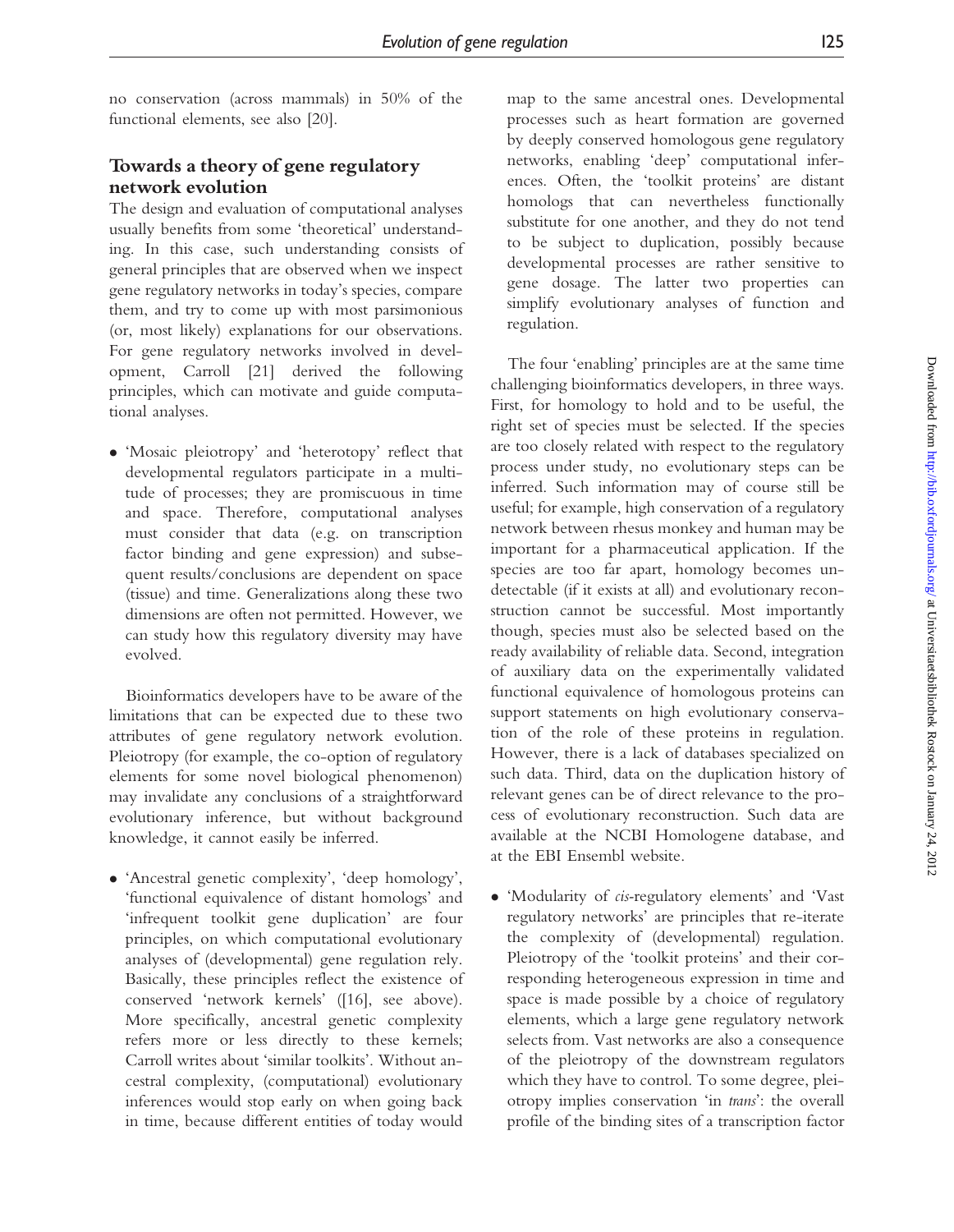no conservation (across mammals) in 50% of the functional elements, see also [20].

## Towards a theory of gene regulatory network evolution

The design and evaluation of computational analyses usually benefits from some 'theoretical' understanding. In this case, such understanding consists of general principles that are observed when we inspect gene regulatory networks in today's species, compare them, and try to come up with most parsimonious (or, most likely) explanations for our observations. For gene regulatory networks involved in development, Carroll [21] derived the following principles, which can motivate and guide computational analyses.

- 'Mosaic pleiotropy' and 'heterotopy' reflect that developmental regulators participate in a multitude of processes; they are promiscuous in time and space. Therefore, computational analyses must consider that data (e.g. on transcription factor binding and gene expression) and subsequent results/conclusions are dependent on space (tissue) and time. Generalizations along these two dimensions are often not permitted. However, we can study how this regulatory diversity may have evolved.

Bioinformatics developers have to be aware of the limitations that can be expected due to these two attributes of gene regulatory network evolution. Pleiotropy (for example, the co-option of regulatory elements for some novel biological phenomenon) may invalidate any conclusions of a straightforward evolutionary inference, but without background knowledge, it cannot easily be inferred.

- 'Ancestral genetic complexity', 'deep homology', 'functional equivalence of distant homologs' and 'infrequent toolkit gene duplication' are four principles, on which computational evolutionary analyses of (developmental) gene regulation rely. Basically, these principles reflect the existence of conserved 'network kernels' ([16], see above). More specifically, ancestral genetic complexity refers more or less directly to these kernels; Carroll writes about 'similar toolkits'. Without ancestral complexity, (computational) evolutionary inferences would stop early on when going back in time, because different entities of today would map to the same ancestral ones. Developmental processes such as heart formation are governed by deeply conserved homologous gene regulatory networks, enabling 'deep' computational inferences. Often, the 'toolkit proteins' are distant homologs that can nevertheless functionally substitute for one another, and they do not tend to be subject to duplication, possibly because developmental processes are rather sensitive to gene dosage. The latter two properties can simplify evolutionary analyses of function and regulation.

The four 'enabling' principles are at the same time challenging bioinformatics developers, in three ways. First, for homology to hold and to be useful, the right set of species must be selected. If the species are too closely related with respect to the regulatory process under study, no evolutionary steps can be inferred. Such information may of course still be useful; for example, high conservation of a regulatory network between rhesus monkey and human may be important for a pharmaceutical application. If the species are too far apart, homology becomes undetectable (if it exists at all) and evolutionary reconstruction cannot be successful. Most importantly though, species must also be selected based on the ready availability of reliable data. Second, integration of auxiliary data on the experimentally validated functional equivalence of homologous proteins can support statements on high evolutionary conservation of the role of these proteins in regulation. However, there is a lack of databases specialized on such data. Third, data on the duplication history of relevant genes can be of direct relevance to the process of evolutionary reconstruction. Such data are available at the NCBI Homologene database, and at the EBI Ensembl website.

- 'Modularity of *cis*-regulatory elements' and 'Vast regulatory networks' are principles that re-iterate the complexity of (developmental) regulation. Pleiotropy of the 'toolkit proteins' and their corresponding heterogeneous expression in time and space is made possible by a choice of regulatory elements, which a large gene regulatory network selects from. Vast networks are also a consequence of the pleiotropy of the downstream regulators which they have to control. To some degree, pleiotropy implies conservation 'in *trans*': the overall profile of the binding sites of a transcription factor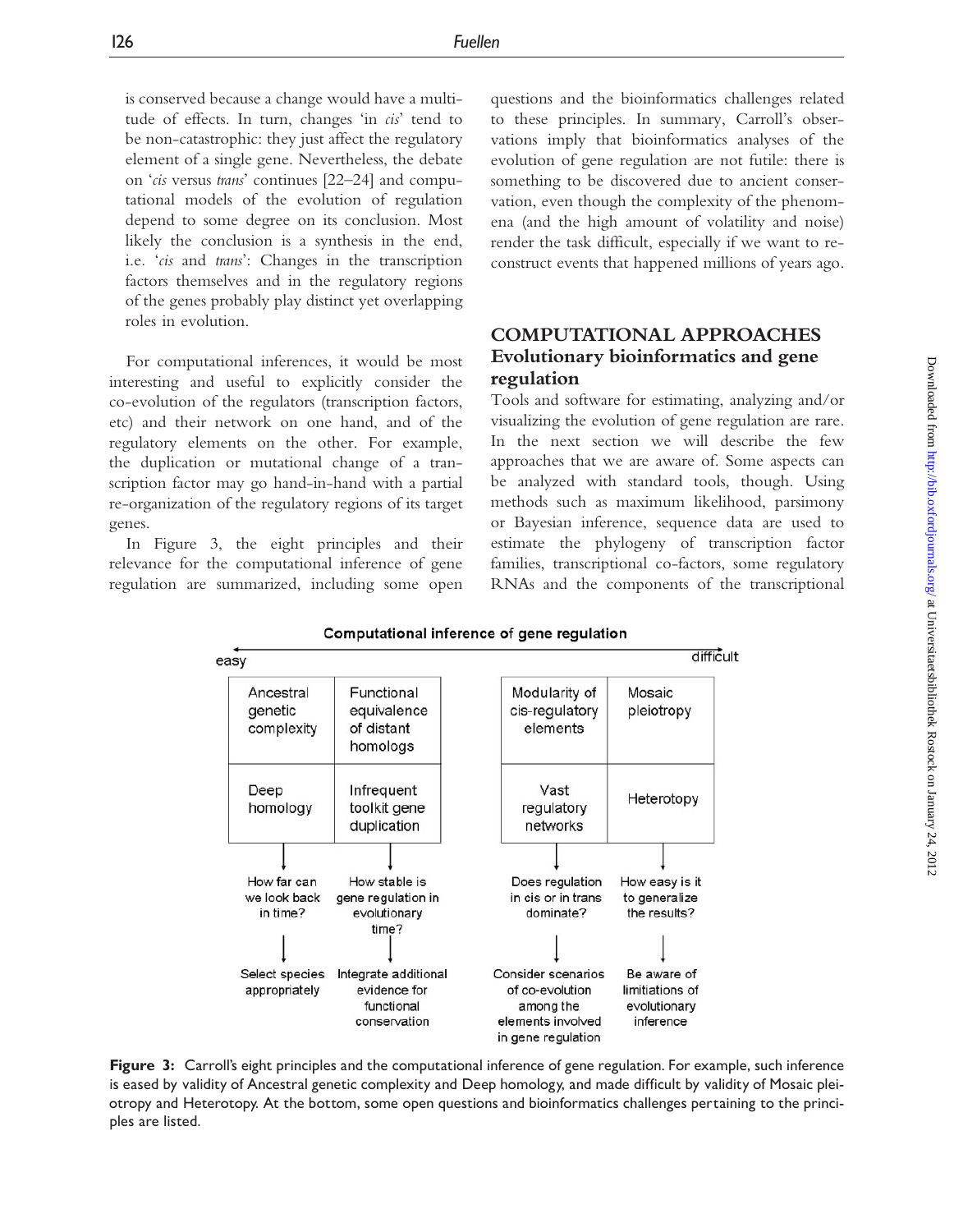is conserved because a change would have a multitude of effects. In turn, changes 'in *cis*' tend to be non-catastrophic: they just affect the regulatory element of a single gene. Nevertheless, the debate on '*cis* versus *trans*' continues [22–24] and computational models of the evolution of regulation depend to some degree on its conclusion. Most likely the conclusion is a synthesis in the end, i.e. '*cis* and *trans*': Changes in the transcription factors themselves and in the regulatory regions of the genes probably play distinct yet overlapping roles in evolution.

For computational inferences, it would be most interesting and useful to explicitly consider the co-evolution of the regulators (transcription factors, etc) and their network on one hand, and of the regulatory elements on the other. For example, the duplication or mutational change of a transcription factor may go hand-in-hand with a partial re-organization of the regulatory regions of its target genes.

In Figure 3, the eight principles and their relevance for the computational inference of gene regulation are summarized, including some open questions and the bioinformatics challenges related to these principles. In summary, Carroll's observations imply that bioinformatics analyses of the evolution of gene regulation are not futile: there is something to be discovered due to ancient conservation, even though the complexity of the phenomena (and the high amount of volatility and noise) render the task difficult, especially if we want to reconstruct events that happened millions of years ago.

## COMPUTATIONAL APPROACHES

### Evolutionary bioinformatics and gene regulation

Tools and software for estimating, analyzing and/or visualizing the evolution of gene regulation are rare. In the next section we will describe the few approaches that we are aware of. Some aspects can be analyzed with standard tools, though. Using methods such as maximum likelihood, parsimony or Bayesian inference, sequence data are used to estimate the phylogeny of transcription factor families, transcriptional co-factors, some regulatory RNAs and the components of the transcriptional

**Computational inference of gene regulation** (easy ← → difficult)

| Ancestral genetic complexity | Functional equivalence of distant homologs | Modularity of cis-regulatory elements | Mosaic pleiotropy |
|---|---|---|---|
| Deep homology | Infrequent toolkit gene duplication | Vast regulatory networks | Heterotopy |
| How far can we look back in time? | How stable is gene regulation in evolutionary time? | Does regulation in cis or in trans dominate? | How easy is it to generalize the results? |
| Select species appropriately | Integrate additional evidence for functional conservation | Consider scenarios of co-evolution among the elements involved in gene regulation | Be aware of limitations of evolutionary inference |

**Figure 3:** Carroll's eight principles and the computational inference of gene regulation. For example, such inference is eased by validity of Ancestral genetic complexity and Deep homology, and made difficult by validity of Mosaic pleiotropy and Heterotopy. At the bottom, some open questions and bioinformatics challenges pertaining to the principles are listed.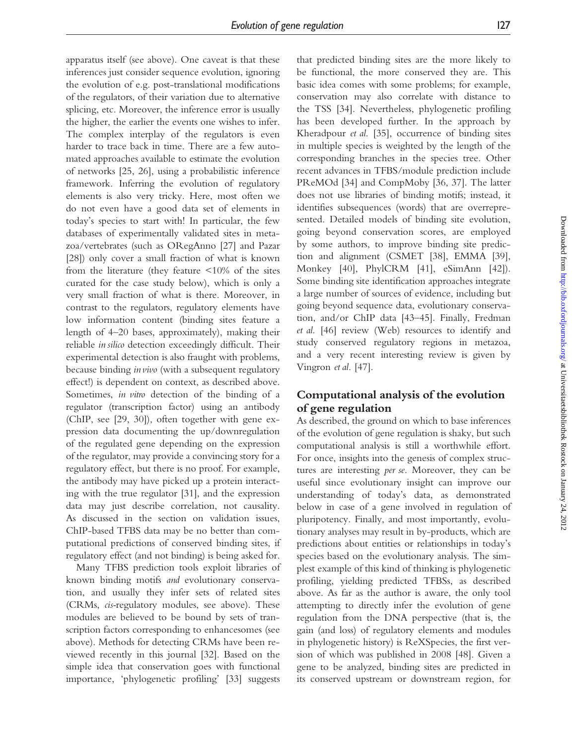apparatus itself (see above). One caveat is that these inferences just consider sequence evolution, ignoring the evolution of e.g. post-translational modifications of the regulators, of their variation due to alternative splicing, etc. Moreover, the inference error is usually the higher, the earlier the events one wishes to infer. The complex interplay of the regulators is even harder to trace back in time. There are a few automated approaches available to estimate the evolution of networks [25, 26], using a probabilistic inference framework. Inferring the evolution of regulatory elements is also very tricky. Here, most often we do not even have a good data set of elements in today's species to start with! In particular, the few databases of experimentally validated sites in metazoa/vertebrates (such as ORegAnno [27] and Pazar [28]) only cover a small fraction of what is known from the literature (they feature <10% of the sites curated for the case study below), which is only a very small fraction of what is there. Moreover, in contrast to the regulators, regulatory elements have low information content (binding sites feature a length of 4–20 bases, approximately), making their reliable *in silico* detection exceedingly difficult. Their experimental detection is also fraught with problems, because binding *in vivo* (with a subsequent regulatory effect!) is dependent on context, as described above. Sometimes, *in vitro* detection of the binding of a regulator (transcription factor) using an antibody (ChIP, see [29, 30]), often together with gene expression data documenting the up/downregulation of the regulated gene depending on the expression of the regulator, may provide a convincing story for a regulatory effect, but there is no proof. For example, the antibody may have picked up a protein interacting with the true regulator [31], and the expression data may just describe correlation, not causality. As discussed in the section on validation issues, ChIP-based TFBS data may be no better than computational predictions of conserved binding sites, if regulatory effect (and not binding) is being asked for.

Many TFBS prediction tools exploit libraries of known binding motifs *and* evolutionary conservation, and usually they infer sets of related sites (CRMs, *cis*-regulatory modules, see above). These modules are believed to be bound by sets of transcription factors corresponding to enhancesomes (see above). Methods for detecting CRMs have been reviewed recently in this journal [32]. Based on the simple idea that conservation goes with functional importance, 'phylogenetic profiling' [33] suggests that predicted binding sites are the more likely to be functional, the more conserved they are. This basic idea comes with some problems; for example, conservation may also correlate with distance to the TSS [34]. Nevertheless, phylogenetic profiling has been developed further. In the approach by Kheradpour *et al.* [35], occurrence of binding sites in multiple species is weighted by the length of the corresponding branches in the species tree. Other recent advances in TFBS/module prediction include PReMOd [34] and CompMoby [36, 37]. The latter does not use libraries of binding motifs; instead, it identifies subsequences (words) that are overrepresented. Detailed models of binding site evolution, going beyond conservation scores, are employed by some authors, to improve binding site prediction and alignment (CSMET [38], EMMA [39], Monkey [40], PhylCRM [41], eSimAnn [42]). Some binding site identification approaches integrate a large number of sources of evidence, including but going beyond sequence data, evolutionary conservation, and/or ChIP data [43–45]. Finally, Fredman *et al.* [46] review (Web) resources to identify and study conserved regulatory regions in metazoa, and a very recent interesting review is given by Vingron *et al.* [47].

## Computational analysis of the evolution of gene regulation

As described, the ground on which to base inferences of the evolution of gene regulation is shaky, but such computational analysis is still a worthwhile effort. For once, insights into the genesis of complex structures are interesting *per se*. Moreover, they can be useful since evolutionary insight can improve our understanding of today's data, as demonstrated below in case of a gene involved in regulation of pluripotency. Finally, and most importantly, evolutionary analyses may result in by-products, which are predictions about entities or relationships in today's species based on the evolutionary analysis. The simplest example of this kind of thinking is phylogenetic profiling, yielding predicted TFBSs, as described above. As far as the author is aware, the only tool attempting to directly infer the evolution of gene regulation from the DNA perspective (that is, the gain (and loss) of regulatory elements and modules in phylogenetic history) is ReXSpecies, the first version of which was published in 2008 [48]. Given a gene to be analyzed, binding sites are predicted in its conserved upstream or downstream region, for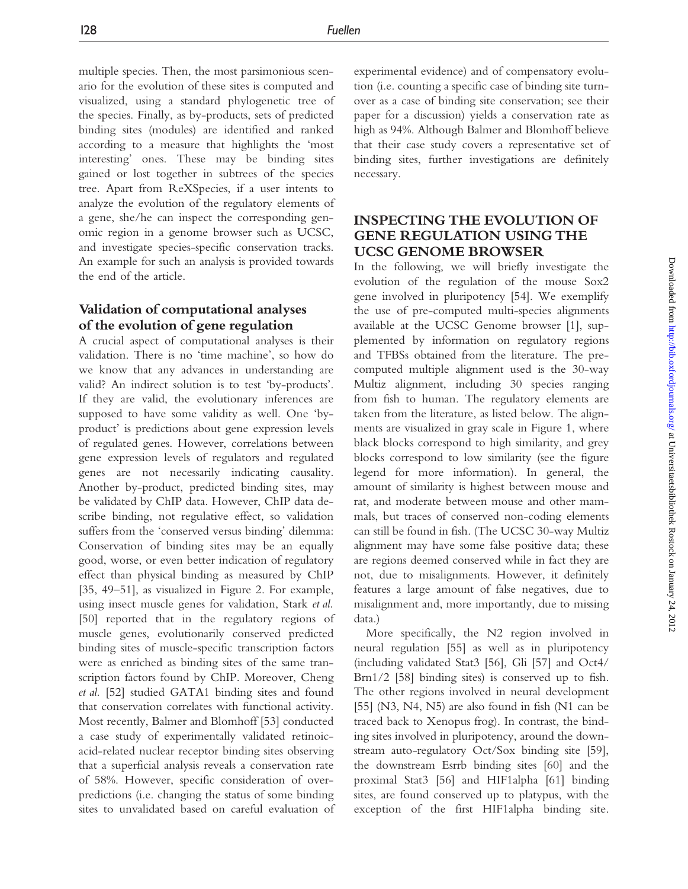multiple species. Then, the most parsimonious scenario for the evolution of these sites is computed and visualized, using a standard phylogenetic tree of the species. Finally, as by-products, sets of predicted binding sites (modules) are identified and ranked according to a measure that highlights the 'most interesting' ones. These may be binding sites gained or lost together in subtrees of the species tree. Apart from ReXSpecies, if a user intents to analyze the evolution of the regulatory elements of a gene, she/he can inspect the corresponding genomic region in a genome browser such as UCSC, and investigate species-specific conservation tracks. An example for such an analysis is provided towards the end of the article.

### Validation of computational analyses of the evolution of gene regulation

A crucial aspect of computational analyses is their validation. There is no 'time machine', so how do we know that any advances in understanding are valid? An indirect solution is to test 'by-products'. If they are valid, the evolutionary inferences are supposed to have some validity as well. One 'by-product' is predictions about gene expression levels of regulated genes. However, correlations between gene expression levels of regulators and regulated genes are not necessarily indicating causality. Another by-product, predicted binding sites, may be validated by ChIP data. However, ChIP data describe binding, not regulative effect, so validation suffers from the 'conserved versus binding' dilemma: Conservation of binding sites may be an equally good, worse, or even better indication of regulatory effect than physical binding as measured by ChIP [35, 49–51], as visualized in Figure 2. For example, using insect muscle genes for validation, Stark *et al.* [50] reported that in the regulatory regions of muscle genes, evolutionarily conserved predicted binding sites of muscle-specific transcription factors were as enriched as binding sites of the same transcription factors found by ChIP. Moreover, Cheng *et al.* [52] studied GATA1 binding sites and found that conservation correlates with functional activity. Most recently, Balmer and Blomhoff [53] conducted a case study of experimentally validated retinoic-acid-related nuclear receptor binding sites observing that a superficial analysis reveals a conservation rate of 58%. However, specific consideration of over-predictions (i.e. changing the status of some binding sites to unvalidated based on careful evaluation of experimental evidence) and of compensatory evolution (i.e. counting a specific case of binding site turnover as a case of binding site conservation; see their paper for a discussion) yields a conservation rate as high as 94%. Although Balmer and Blomhoff believe that their case study covers a representative set of binding sites, further investigations are definitely necessary.

## INSPECTING THE EVOLUTION OF GENE REGULATION USING THE UCSC GENOME BROWSER

In the following, we will briefly investigate the evolution of the regulation of the mouse Sox2 gene involved in pluripotency [54]. We exemplify the use of pre-computed multi-species alignments available at the UCSC Genome browser [1], supplemented by information on regulatory regions and TFBSs obtained from the literature. The pre-computed multiple alignment used is the 30-way Multiz alignment, including 30 species ranging from fish to human. The regulatory elements are taken from the literature, as listed below. The alignments are visualized in gray scale in Figure 1, where black blocks correspond to high similarity, and grey blocks correspond to low similarity (see the figure legend for more information). In general, the amount of similarity is highest between mouse and rat, and moderate between mouse and other mammals, but traces of conserved non-coding elements can still be found in fish. (The UCSC 30-way Multiz alignment may have some false positive data; these are regions deemed conserved while in fact they are not, due to misalignments. However, it definitely features a large amount of false negatives, due to misalignment and, more importantly, due to missing data.)

More specifically, the N2 region involved in neural regulation [55] as well as in pluripotency (including validated Stat3 [56], Gli [57] and Oct4/Brn1/2 [58] binding sites) is conserved up to fish. The other regions involved in neural development [55] (N3, N4, N5) are also found in fish (N1 can be traced back to Xenopus frog). In contrast, the binding sites involved in pluripotency, around the downstream auto-regulatory Oct/Sox binding site [59], the downstream Esrrb binding sites [60] and the proximal Stat3 [56] and HIF1alpha [61] binding sites, are found conserved up to platypus, with the exception of the first HIF1alpha binding site.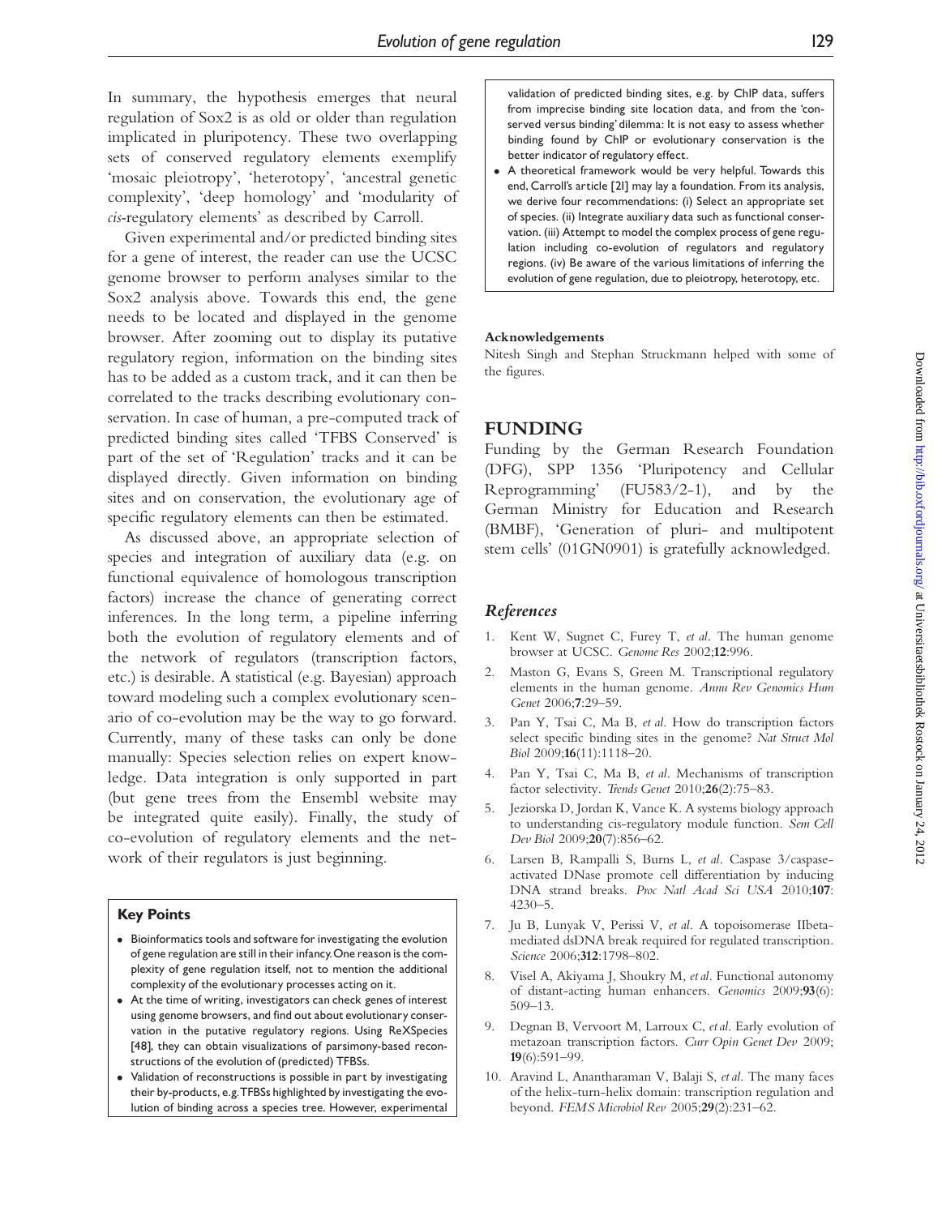In summary, the hypothesis emerges that neural regulation of Sox2 is as old or older than regulation implicated in pluripotency. These two overlapping sets of conserved regulatory elements exemplify 'mosaic pleiotropy', 'heterotopy', 'ancestral genetic complexity', 'deep homology' and 'modularity of *cis*-regulatory elements' as described by Carroll.

Given experimental and/or predicted binding sites for a gene of interest, the reader can use the UCSC genome browser to perform analyses similar to the Sox2 analysis above. Towards this end, the gene needs to be located and displayed in the genome browser. After zooming out to display its putative regulatory region, information on the binding sites has to be added as a custom track, and it can then be correlated to the tracks describing evolutionary conservation. In case of human, a pre-computed track of predicted binding sites called 'TFBS Conserved' is part of the set of 'Regulation' tracks and it can be displayed directly. Given information on binding sites and on conservation, the evolutionary age of specific regulatory elements can then be estimated.

As discussed above, an appropriate selection of species and integration of auxiliary data (e.g. on functional equivalence of homologous transcription factors) increase the chance of generating correct inferences. In the long term, a pipeline inferring both the evolution of regulatory elements and of the network of regulators (transcription factors, etc.) is desirable. A statistical (e.g. Bayesian) approach toward modeling such a complex evolutionary scenario of co-evolution may be the way to go forward. Currently, many of these tasks can only be done manually: Species selection relies on expert knowledge. Data integration is only supported in part (but gene trees from the Ensembl website may be integrated quite easily). Finally, the study of co-evolution of regulatory elements and the network of their regulators is just beginning.

### Key Points

- Bioinformatics tools and software for investigating the evolution of gene regulation are still in their infancy. One reason is the complexity of gene regulation itself, not to mention the additional complexity of the evolutionary processes acting on it.
- At the time of writing, investigators can check genes of interest using genome browsers, and find out about evolutionary conservation in the putative regulatory regions. Using ReXSpecies [48], they can obtain visualizations of parsimony-based reconstructions of the evolution of (predicted) TFBSs.
- Validation of reconstructions is possible in part by investigating their by-products, e.g. TFBSs highlighted by investigating the evolution of binding across a species tree. However, experimental validation of predicted binding sites, e.g. by ChIP data, suffers from imprecise binding site location data, and from the 'conserved versus binding' dilemma: It is not easy to assess whether binding found by ChIP or evolutionary conservation is the better indicator of regulatory effect.
- A theoretical framework would be very helpful. Towards this end, Carroll's article [21] may lay a foundation. From its analysis, we derive four recommendations: (i) Select an appropriate set of species. (ii) Integrate auxiliary data such as functional conservation. (iii) Attempt to model the complex process of gene regulation including co-evolution of regulators and regulatory regions. (iv) Be aware of the various limitations of inferring the evolution of gene regulation, due to pleiotropy, heterotopy, etc.

#### Acknowledgements

Nitesh Singh and Stephan Struckmann helped with some of the figures.

## FUNDING

Funding by the German Research Foundation (DFG), SPP 1356 'Pluripotency and Cellular Reprogramming' (FU583/2-1), and by the German Ministry for Education and Research (BMBF), 'Generation of pluri- and multipotent stem cells' (01GN0901) is gratefully acknowledged.

## *References*

1. Kent W, Sugnet C, Furey T, *et al*. The human genome browser at UCSC. *Genome Res* 2002;**12**:996.
2. Maston G, Evans S, Green M. Transcriptional regulatory elements in the human genome. *Annu Rev Genomics Hum Genet* 2006;**7**:29–59.
3. Pan Y, Tsai C, Ma B, *et al*. How do transcription factors select specific binding sites in the genome? *Nat Struct Mol Biol* 2009;**16**(11):1118–20.
4. Pan Y, Tsai C, Ma B, *et al*. Mechanisms of transcription factor selectivity. *Trends Genet* 2010;**26**(2):75–83.
5. Jeziorska D, Jordan K, Vance K. A systems biology approach to understanding cis-regulatory module function. *Sem Cell Dev Biol* 2009;**20**(7):856–62.
6. Larsen B, Rampalli S, Burns L, *et al*. Caspase 3/caspase-activated DNase promote cell differentiation by inducing DNA strand breaks. *Proc Natl Acad Sci USA* 2010;**107**:4230–5.
7. Ju B, Lunyak V, Perissi V, *et al*. A topoisomerase IIbeta-mediated dsDNA break required for regulated transcription. *Science* 2006;**312**:1798–802.
8. Visel A, Akiyama J, Shoukry M, *et al*. Functional autonomy of distant-acting human enhancers. *Genomics* 2009;**93**(6):509–13.
9. Degnan B, Vervoort M, Larroux C, *et al*. Early evolution of metazoan transcription factors. *Curr Opin Genet Dev* 2009;**19**(6):591–99.
10. Aravind L, Anantharaman V, Balaji S, *et al*. The many faces of the helix-turn-helix domain: transcription regulation and beyond. *FEMS Microbiol Rev* 2005;**29**(2):231–62.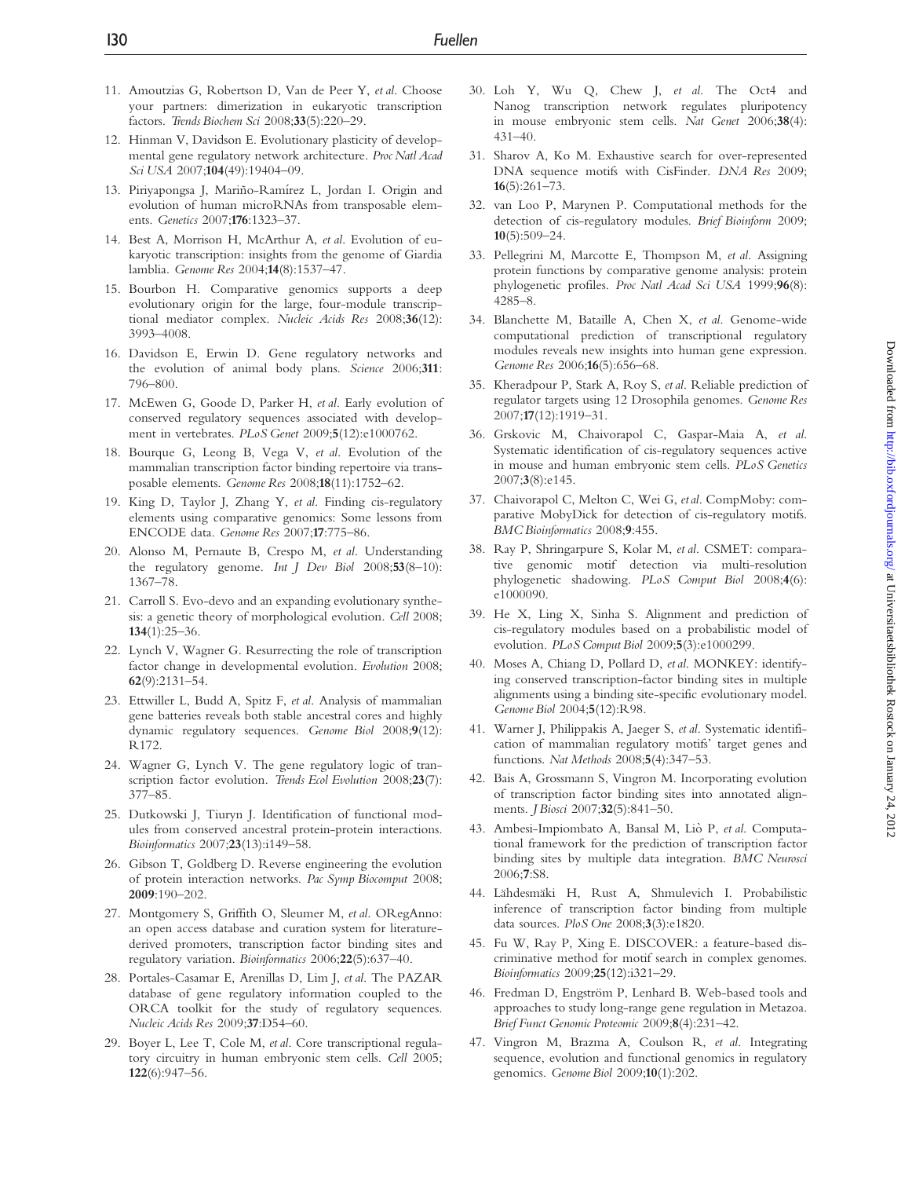11. Amoutzias G, Robertson D, Van de Peer Y, *et al*. Choose your partners: dimerization in eukaryotic transcription factors. *Trends Biochem Sci* 2008;**33**(5):220–29.
12. Hinman V, Davidson E. Evolutionary plasticity of developmental gene regulatory network architecture. *Proc Natl Acad Sci USA* 2007;**104**(49):19404–09.
13. Piriyapongsa J, Mariño-Ramírez L, Jordan I. Origin and evolution of human microRNAs from transposable elements. *Genetics* 2007;**176**:1323–37.
14. Best A, Morrison H, McArthur A, *et al*. Evolution of eukaryotic transcription: insights from the genome of Giardia lamblia. *Genome Res* 2004;**14**(8):1537–47.
15. Bourbon H. Comparative genomics supports a deep evolutionary origin for the large, four-module transcriptional mediator complex. *Nucleic Acids Res* 2008;**36**(12): 3993–4008.
16. Davidson E, Erwin D. Gene regulatory networks and the evolution of animal body plans. *Science* 2006;**311**: 796–800.
17. McEwen G, Goode D, Parker H, *et al*. Early evolution of conserved regulatory sequences associated with development in vertebrates. *PLoS Genet* 2009;**5**(12):e1000762.
18. Bourque G, Leong B, Vega V, *et al*. Evolution of the mammalian transcription factor binding repertoire via transposable elements. *Genome Res* 2008;**18**(11):1752–62.
19. King D, Taylor J, Zhang Y, *et al*. Finding cis-regulatory elements using comparative genomics: Some lessons from ENCODE data. *Genome Res* 2007;**17**:775–86.
20. Alonso M, Pernaute B, Crespo M, *et al*. Understanding the regulatory genome. *Int J Dev Biol* 2008;**53**(8–10): 1367–78.
21. Carroll S. Evo-devo and an expanding evolutionary synthesis: a genetic theory of morphological evolution. *Cell* 2008; **134**(1):25–36.
22. Lynch V, Wagner G. Resurrecting the role of transcription factor change in developmental evolution. *Evolution* 2008; **62**(9):2131–54.
23. Ettwiller L, Budd A, Spitz F, *et al*. Analysis of mammalian gene batteries reveals both stable ancestral cores and highly dynamic regulatory sequences. *Genome Biol* 2008;**9**(12): R172.
24. Wagner G, Lynch V. The gene regulatory logic of transcription factor evolution. *Trends Ecol Evolution* 2008;**23**(7): 377–85.
25. Dutkowski J, Tiuryn J. Identification of functional modules from conserved ancestral protein-protein interactions. *Bioinformatics* 2007;**23**(13):i149–58.
26. Gibson T, Goldberg D. Reverse engineering the evolution of protein interaction networks. *Pac Symp Biocomput* 2008; **2009**:190–202.
27. Montgomery S, Griffith O, Sleumer M, *et al*. ORegAnno: an open access database and curation system for literature-derived promoters, transcription factor binding sites and regulatory variation. *Bioinformatics* 2006;**22**(5):637–40.
28. Portales-Casamar E, Arenillas D, Lim J, *et al*. The PAZAR database of gene regulatory information coupled to the ORCA toolkit for the study of regulatory sequences. *Nucleic Acids Res* 2009;**37**:D54–60.
29. Boyer L, Lee T, Cole M, *et al*. Core transcriptional regulatory circuitry in human embryonic stem cells. *Cell* 2005; **122**(6):947–56.
30. Loh Y, Wu Q, Chew J, *et al*. The Oct4 and Nanog transcription network regulates pluripotency in mouse embryonic stem cells. *Nat Genet* 2006;**38**(4): 431–40.
31. Sharov A, Ko M. Exhaustive search for over-represented DNA sequence motifs with CisFinder. *DNA Res* 2009; **16**(5):261–73.
32. van Loo P, Marynen P. Computational methods for the detection of cis-regulatory modules. *Brief Bioinform* 2009; **10**(5):509–24.
33. Pellegrini M, Marcotte E, Thompson M, *et al*. Assigning protein functions by comparative genome analysis: protein phylogenetic profiles. *Proc Natl Acad Sci USA* 1999;**96**(8): 4285–8.
34. Blanchette M, Bataille A, Chen X, *et al*. Genome-wide computational prediction of transcriptional regulatory modules reveals new insights into human gene expression. *Genome Res* 2006;**16**(5):656–68.
35. Kheradpour P, Stark A, Roy S, *et al*. Reliable prediction of regulator targets using 12 Drosophila genomes. *Genome Res* 2007;**17**(12):1919–31.
36. Grskovic M, Chaivorapol C, Gaspar-Maia A, *et al*. Systematic identification of cis-regulatory sequences active in mouse and human embryonic stem cells. *PLoS Genetics* 2007;**3**(8):e145.
37. Chaivorapol C, Melton C, Wei G, *et al*. CompMoby: comparative MobyDick for detection of cis-regulatory motifs. *BMC Bioinformatics* 2008;**9**:455.
38. Ray P, Shringarpure S, Kolar M, *et al*. CSMET: comparative genomic motif detection via multi-resolution phylogenetic shadowing. *PLoS Comput Biol* 2008;**4**(6): e1000090.
39. He X, Ling X, Sinha S. Alignment and prediction of cis-regulatory modules based on a probabilistic model of evolution. *PLoS Comput Biol* 2009;**5**(3):e1000299.
40. Moses A, Chiang D, Pollard D, *et al*. MONKEY: identifying conserved transcription-factor binding sites in multiple alignments using a binding site-specific evolutionary model. *Genome Biol* 2004;**5**(12):R98.
41. Warner J, Philippakis A, Jaeger S, *et al*. Systematic identification of mammalian regulatory motifs' target genes and functions. *Nat Methods* 2008;**5**(4):347–53.
42. Bais A, Grossmann S, Vingron M. Incorporating evolution of transcription factor binding sites into annotated alignments. *J Biosci* 2007;**32**(5):841–50.
43. Ambesi-Impiombato A, Bansal M, Liò P, *et al*. Computational framework for the prediction of transcription factor binding sites by multiple data integration. *BMC Neurosci* 2006;**7**:S8.
44. Lähdesmäki H, Rust A, Shmulevich I. Probabilistic inference of transcription factor binding from multiple data sources. *PloS One* 2008;**3**(3):e1820.
45. Fu W, Ray P, Xing E. DISCOVER: a feature-based discriminative method for motif search in complex genomes. *Bioinformatics* 2009;**25**(12):i321–29.
46. Fredman D, Engström P, Lenhard B. Web-based tools and approaches to study long-range gene regulation in Metazoa. *Brief Funct Genomic Proteomic* 2009;**8**(4):231–42.
47. Vingron M, Brazma A, Coulson R, *et al*. Integrating sequence, evolution and functional genomics in regulatory genomics. *Genome Biol* 2009;**10**(1):202.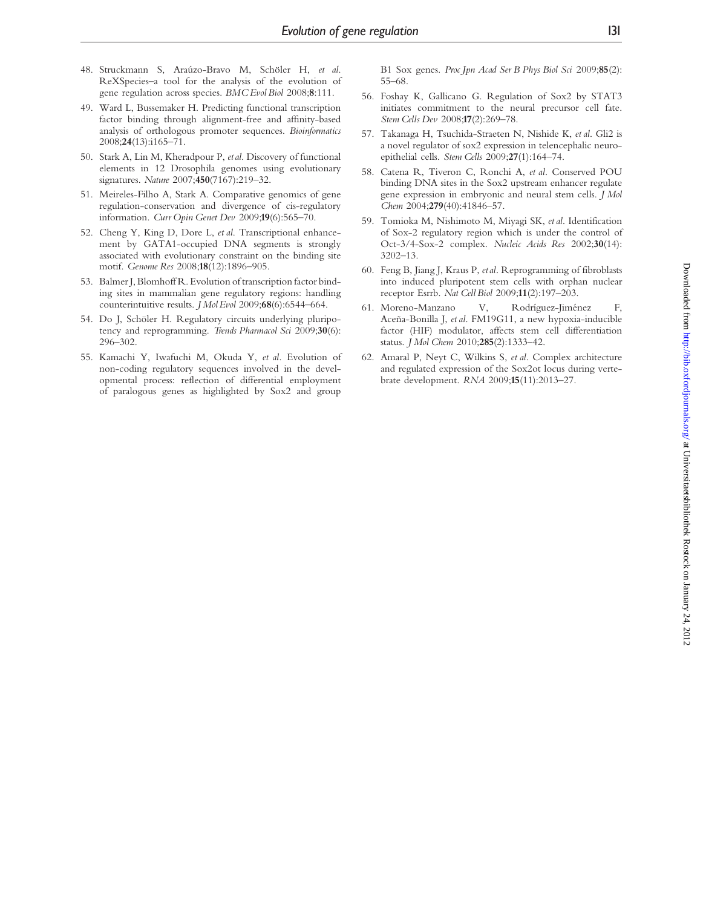48. Struckmann S, Araúzo-Bravo M, Schöler H, *et al*. ReXSpecies–a tool for the analysis of the evolution of gene regulation across species. *BMC Evol Biol* 2008;**8**:111.
49. Ward L, Bussemaker H. Predicting functional transcription factor binding through alignment-free and affinity-based analysis of orthologous promoter sequences. *Bioinformatics* 2008;**24**(13):i165–71.
50. Stark A, Lin M, Kheradpour P, *et al*. Discovery of functional elements in 12 Drosophila genomes using evolutionary signatures. *Nature* 2007;**450**(7167):219–32.
51. Meireles-Filho A, Stark A. Comparative genomics of gene regulation-conservation and divergence of cis-regulatory information. *Curr Opin Genet Dev* 2009;**19**(6):565–70.
52. Cheng Y, King D, Dore L, *et al*. Transcriptional enhancement by GATA1-occupied DNA segments is strongly associated with evolutionary constraint on the binding site motif. *Genome Res* 2008;**18**(12):1896–905.
53. Balmer J, Blomhoff R. Evolution of transcription factor binding sites in mammalian gene regulatory regions: handling counterintuitive results. *J Mol Evol* 2009;**68**(6):6544–664.
54. Do J, Schöler H. Regulatory circuits underlying pluripotency and reprogramming. *Trends Pharmacol Sci* 2009;**30**(6): 296–302.
55. Kamachi Y, Iwafuchi M, Okuda Y, *et al*. Evolution of non-coding regulatory sequences involved in the developmental process: reflection of differential employment of paralogous genes as highlighted by Sox2 and group B1 Sox genes. *Proc Jpn Acad Ser B Phys Biol Sci* 2009;**85**(2): 55–68.
56. Foshay K, Gallicano G. Regulation of Sox2 by STAT3 initiates commitment to the neural precursor cell fate. *Stem Cells Dev* 2008;**17**(2):269–78.
57. Takanaga H, Tsuchida-Straeten N, Nishide K, *et al*. Gli2 is a novel regulator of sox2 expression in telencephalic neuroepithelial cells. *Stem Cells* 2009;**27**(1):164–74.
58. Catena R, Tiveron C, Ronchi A, *et al*. Conserved POU binding DNA sites in the Sox2 upstream enhancer regulate gene expression in embryonic and neural stem cells. *J Mol Chem* 2004;**279**(40):41846–57.
59. Tomioka M, Nishimoto M, Miyagi SK, *et al*. Identification of Sox-2 regulatory region which is under the control of Oct-3/4-Sox-2 complex. *Nucleic Acids Res* 2002;**30**(14): 3202–13.
60. Feng B, Jiang J, Kraus P, *et al*. Reprogramming of fibroblasts into induced pluripotent stem cells with orphan nuclear receptor Esrrb. *Nat Cell Biol* 2009;**11**(2):197–203.
61. Moreno-Manzano V, Rodríguez-Jiménez F, Aceña-Bonilla J, *et al*. FM19G11, a new hypoxia-inducible factor (HIF) modulator, affects stem cell differentiation status. *J Mol Chem* 2010;**285**(2):1333–42.
62. Amaral P, Neyt C, Wilkins S, *et al*. Complex architecture and regulated expression of the Sox2ot locus during vertebrate development. *RNA* 2009;**15**(11):2013–27.